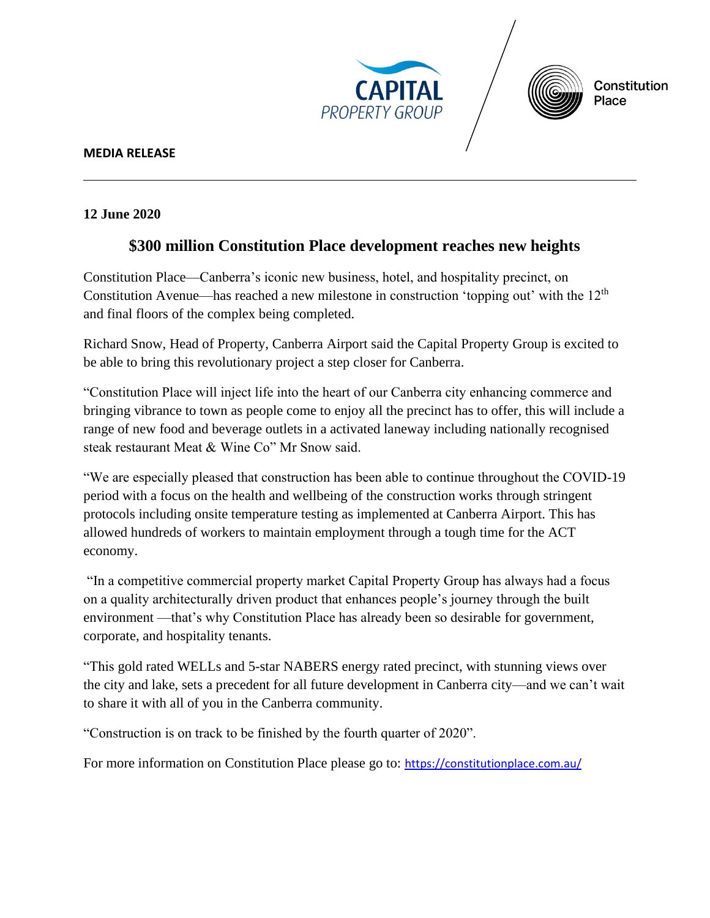**MEDIA RELEASE**

---

**12 June 2020**

## $300 million Constitution Place development reaches new heights

Constitution Place—Canberra's iconic new business, hotel, and hospitality precinct, on Constitution Avenue—has reached a new milestone in construction 'topping out' with the 12th and final floors of the complex being completed.

Richard Snow, Head of Property, Canberra Airport said the Capital Property Group is excited to be able to bring this revolutionary project a step closer for Canberra.

"Constitution Place will inject life into the heart of our Canberra city enhancing commerce and bringing vibrance to town as people come to enjoy all the precinct has to offer, this will include a range of new food and beverage outlets in a activated laneway including nationally recognised steak restaurant Meat & Wine Co" Mr Snow said.

"We are especially pleased that construction has been able to continue throughout the COVID-19 period with a focus on the health and wellbeing of the construction works through stringent protocols including onsite temperature testing as implemented at Canberra Airport. This has allowed hundreds of workers to maintain employment through a tough time for the ACT economy.

"In a competitive commercial property market Capital Property Group has always had a focus on a quality architecturally driven product that enhances people's journey through the built environment —that's why Constitution Place has already been so desirable for government, corporate, and hospitality tenants.

"This gold rated WELLs and 5-star NABERS energy rated precinct, with stunning views over the city and lake, sets a precedent for all future development in Canberra city—and we can't wait to share it with all of you in the Canberra community.

"Construction is on track to be finished by the fourth quarter of 2020".

For more information on Constitution Place please go to: https://constitutionplace.com.au/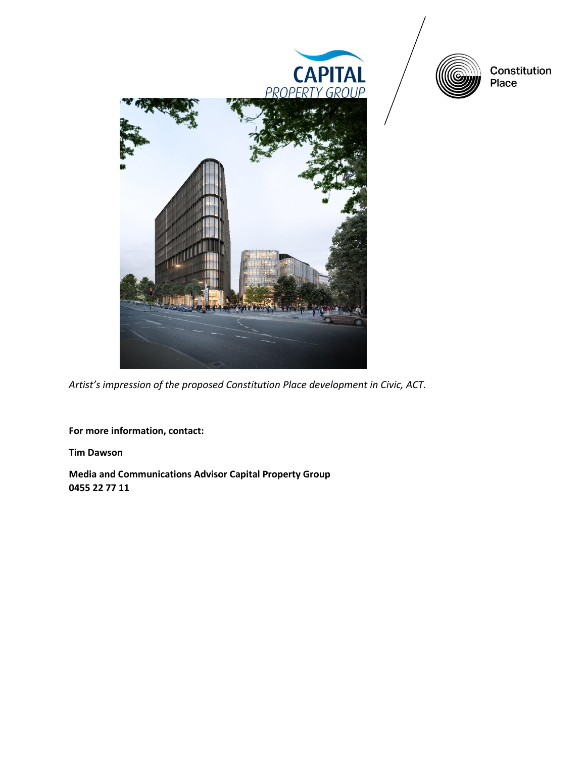*Artist's impression of the proposed Constitution Place development in Civic, ACT.*

**For more information, contact:**

**Tim Dawson**

**Media and Communications Advisor Capital Property Group**
**0455 22 77 11**